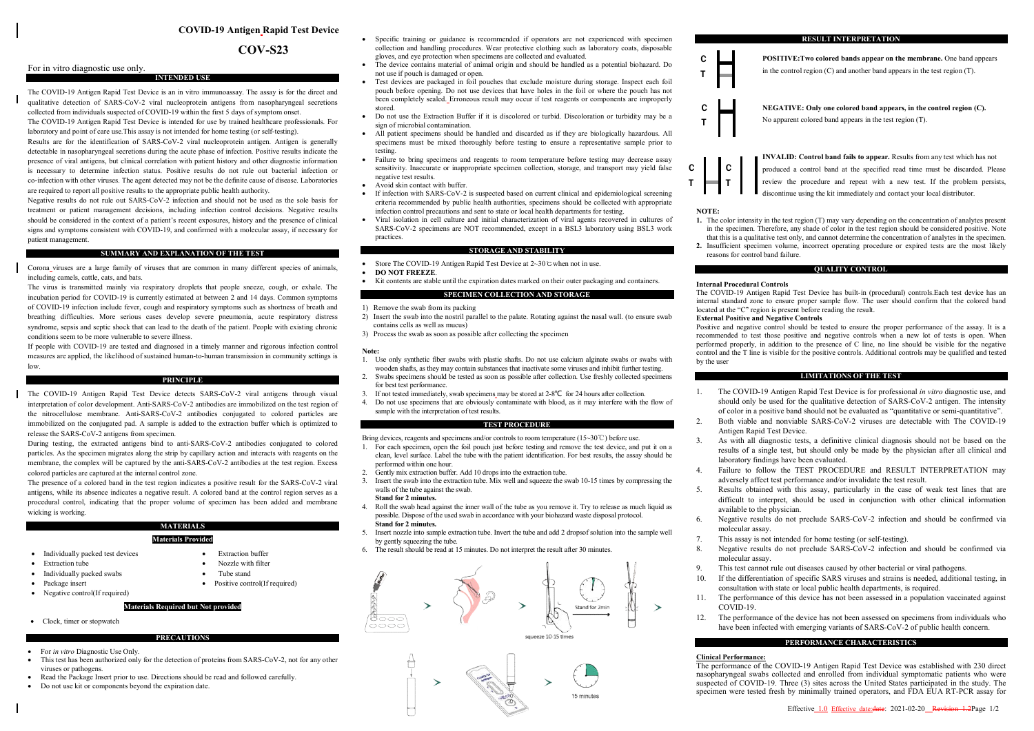# COVID-19 Antigen Rapid Test Device

# COV-S23

For in vitro diagnostic use only.

## INTENDED USE

The COVID-19 Antigen Rapid Test Device is an in vitro immunoassay. The assay is for the direct and qualitative detection of SARS-CoV-2 viral nucleoprotein antigens from nasopharyngeal secretions collected from individuals suspected of COVID-19 within the first 5 days of symptom onset.

The COVID-19 Antigen Rapid Test Device is intended for use by trained healthcare professionals. For laboratory and point of care use.This assay is not intended for home testing (or self-testing).

Results are for the identification of SARS-CoV-2 viral nucleoprotein antigen. Antigen is generally detectable in nasopharyngeal secretions during the acute phase of infection. Positive results indicate the presence of viral antigens, but clinical correlation with patient history and other diagnostic information is necessary to determine infection status. Positive results do not rule out bacterial infection or co-infection with other viruses. The agent detected may not be the definite cause of disease. Laboratories are required to report all positive results to the appropriate public health authority.

Negative results do not rule out SARS-CoV-2 infection and should not be used as the sole basis for treatment or patient management decisions, including infection control decisions. Negative results should be considered in the context of a patient's recent exposures, history and the presence of clinical signs and symptoms consistent with COVID-19, and confirmed with a molecular assay, if necessary for patient management.

## SUMMARY AND EXPLANATION OF THE TEST

Corona viruses are a large family of viruses that are common in many different species of animals, including camels, cattle, cats, and bats.

The virus is transmitted mainly via respiratory droplets that people sneeze, cough, or exhale. The incubation period for COVID-19 is currently estimated at between 2 and 14 days. Common symptoms of COVID-19 infection include fever, cough and respiratory symptoms such as shortness of breath and breathing difficulties. More serious cases develop severe pneumonia, acute respiratory distress syndrome, sepsis and septic shock that can lead to the death of the patient. People with existing chronic conditions seem to be more vulnerable to severe illness.

If people with COVID-19 are tested and diagnosed in a timely manner and rigorous infection control measures are applied, the likelihood of sustained human-to-human transmission in community settings is low.

## PRINCIPLE

The COVID-19 Antigen Rapid Test Device detects SARS-CoV-2 viral antigens through visual interpretation of color development. Anti-SARS-CoV-2 antibodies are immobilized on the test region of the nitrocellulose membrane. Anti-SARS-CoV-2 antibodies conjugated to colored particles are immobilized on the conjugated pad. A sample is added to the extraction buffer which is optimized to release the SARS-CoV-2 antigens from specimen.

During testing, the extracted antigens bind to anti-SARS-CoV-2 antibodies conjugated to colored particles. As the specimen migrates along the strip by capillary action and interacts with reagents on the membrane, the complex will be captured by the anti-SARS-CoV-2 antibodies at the test region. Excess colored particles are captured at the internal control zone.

The presence of a colored band in the test region indicates a positive result for the SARS-CoV-2 viral antigens, while its absence indicates a negative result. A colored band at the control region serves as a procedural control, indicating that the proper volume of specimen has been added and membrane wicking is working.

## MATERIALS

### Materials Provided

- Individually packed test devices
- Extraction tube
- Individually packed swabs
- Package insert
- Negative control(If required)
- Extraction buffer
- Nozzle with filter
- Tube stand
- Positive control(If required)

### Materials Required but Not provided

- Clock, timer or stopwatch

## PRECAUTIONS

- For *in vitro* Diagnostic Use Only.
- This test has been authorized only for the detection of proteins from SARS-CoV-2, not for any other viruses or pathogens.
- Read the Package Insert prior to use. Directions should be read and followed carefully.
- Do not use kit or components beyond the expiration date.
- Specific training or guidance is recommended if operators are not experienced with specimen collection and handling procedures. Wear protective clothing such as laboratory coats, disposable gloves, and eye protection when specimens are collected and evaluated.
- The device contains material of animal origin and should be handled as a potential biohazard. Do not use if pouch is damaged or open.
- Test devices are packaged in foil pouches that exclude moisture during storage. Inspect each foil pouch before opening. Do not use devices that have holes in the foil or where the pouch has not been completely sealed. Erroneous result may occur if test reagents or components are improperly stored.
- Do not use the Extraction Buffer if it is discolored or turbid. Discoloration or turbidity may be a sign of microbial contamination.
- All patient specimens should be handled and discarded as if they are biologically hazardous. All specimens must be mixed thoroughly before testing to ensure a representative sample prior to testing.
- Failure to bring specimens and reagents to room temperature before testing may decrease assay sensitivity. Inaccurate or inappropriate specimen collection, storage, and transport may yield false negative test results.
- Avoid skin contact with buffer.
- If infection with SARS-CoV-2 is suspected based on current clinical and epidemiological screening criteria recommended by public health authorities, specimens should be collected with appropriate infection control precautions and sent to state or local health departments for testing.
- Viral isolation in cell culture and initial characterization of viral agents recovered in cultures of SARS-CoV-2 specimens are NOT recommended, except in a BSL3 laboratory using BSL3 work practices.

## STORAGE AND STABILITY

- Store The COVID-19 Antigen Rapid Test Device at 2~30℃ when not in use.
- **DO NOT FREEZE**.
- Kit contents are stable until the expiration dates marked on their outer packaging and containers.

## SPECIMEN COLLECTION AND STORAGE

1) Remove the swab from its packing
2) Insert the swab into the nostril parallel to the palate. Rotating against the nasal wall. (to ensure swab contains cells as well as mucus)
3) Process the swab as soon as possible after collecting the specimen

**Note:**

1. Use only synthetic fiber swabs with plastic shafts. Do not use calcium alginate swabs or swabs with wooden shafts, as they may contain substances that inactivate some viruses and inhibit further testing.
2. Swabs specimens should be tested as soon as possible after collection. Use freshly collected specimens for best test performance.
3. If not tested immediately, swab specimens may be stored at 2-8℃ for 24 hours after collection.
4. Do not use specimens that are obviously contaminate with blood, as it may interfere with the flow of sample with the interpretation of test results.

## TEST PROCEDURE

Bring devices, reagents and specimens and/or controls to room temperature (15~30℃) before use.

1. For each specimen, open the foil pouch just before testing and remove the test device, and put it on a clean, level surface. Label the tube with the patient identification. For best results, the assay should be performed within one hour.
2. Gently mix extraction buffer. Add 10 drops into the extraction tube.
3. Insert the swab into the extraction tube. Mix well and squeeze the swab 10-15 times by compressing the walls of the tube against the swab.
   **Stand for 2 minutes.**
4. Roll the swab head against the inner wall of the tube as you remove it. Try to release as much liquid as possible. Dispose of the used swab in accordance with your biohazard waste disposal protocol.
   **Stand for 2 minutes.**
5. Insert nozzle into sample extraction tube. Invert the tube and add 2 dropsof solution into the sample well by gently squeezing the tube.
6. The result should be read at 15 minutes. Do not interpret the result after 30 minutes.

squeeze 10-15 times

Stand for 2min

15 minutes

## RESULT INTERPRETATION

**POSITIVE:Two colored bands appear on the membrane.** One band appears in the control region (C) and another band appears in the test region (T).

**NEGATIVE: Only one colored band appears, in the control region (C).** No apparent colored band appears in the test region (T).

**INVALID: Control band fails to appear.** Results from any test which has not produced a control band at the specified read time must be discarded. Please review the procedure and repeat with a new test. If the problem persists, discontinue using the kit immediately and contact your local distributor.

**NOTE:**

1. The color intensity in the test region (T) may vary depending on the concentration of analytes present in the specimen. Therefore, any shade of color in the test region should be considered positive. Note that this is a qualitative test only, and cannot determine the concentration of analytes in the specimen.
2. Insufficient specimen volume, incorrect operating procedure or expired tests are the most likely reasons for control band failure.

## QUALITY CONTROL

**Internal Procedural Controls**

The COVID-19 Antigen Rapid Test Device has built-in (procedural) controls.Each test device has an internal standard zone to ensure proper sample flow. The user should confirm that the colored band located at the "C" region is present before reading the result.

**External Positive and Negative Controls**

Positive and negative control should be tested to ensure the proper performance of the assay. It is a recommended to test those positive and negative controls when a new lot of tests is open. When performed properly, in addition to the presence of C line, no line should be visible for the negative control and the T line is visible for the positive controls. Additional controls may be qualified and tested by the user

## LIMITATIONS OF THE TEST

1. The COVID-19 Antigen Rapid Test Device is for professional *in vitro* diagnostic use, and should only be used for the qualitative detection of SARS-CoV-2 antigen. The intensity of color in a positive band should not be evaluated as "quantitative or semi-quantitative".
2. Both viable and nonviable SARS-CoV-2 viruses are detectable with The COVID-19 Antigen Rapid Test Device.
3. As with all diagnostic tests, a definitive clinical diagnosis should not be based on the results of a single test, but should only be made by the physician after all clinical and laboratory findings have been evaluated.
4. Failure to follow the TEST PROCEDURE and RESULT INTERPRETATION may adversely affect test performance and/or invalidate the test result.
5. Results obtained with this assay, particularly in the case of weak test lines that are difficult to interpret, should be used in conjunction with other clinical information available to the physician.
6. Negative results do not preclude SARS-CoV-2 infection and should be confirmed via molecular assay.
7. This assay is not intended for home testing (or self-testing).
8. Negative results do not preclude SARS-CoV-2 infection and should be confirmed via molecular assay.
9. This test cannot rule out diseases caused by other bacterial or viral pathogens.
10. If the differentiation of specific SARS viruses and strains is needed, additional testing, in consultation with state or local public health departments, is required.
11. The performance of this device has not been assessed in a population vaccinated against COVID-19.
12. The performance of the device has not been assessed on specimens from individuals who have been infected with emerging variants of SARS-CoV-2 of public health concern.

## PERFORMANCE CHARACTERISTICS

**Clinical Performance:**

The performance of the COVID-19 Antigen Rapid Test Device was established with 230 direct nasopharyngeal swabs collected and enrolled from individual symptomatic patients who were suspected of COVID-19. Three (3) sites across the United States participated in the study. The specimen were tested fresh by minimally trained operators, and FDA EUA RT-PCR assay for

Effective 1.0 Effective date:date: 2021-02-20 Revision 1.2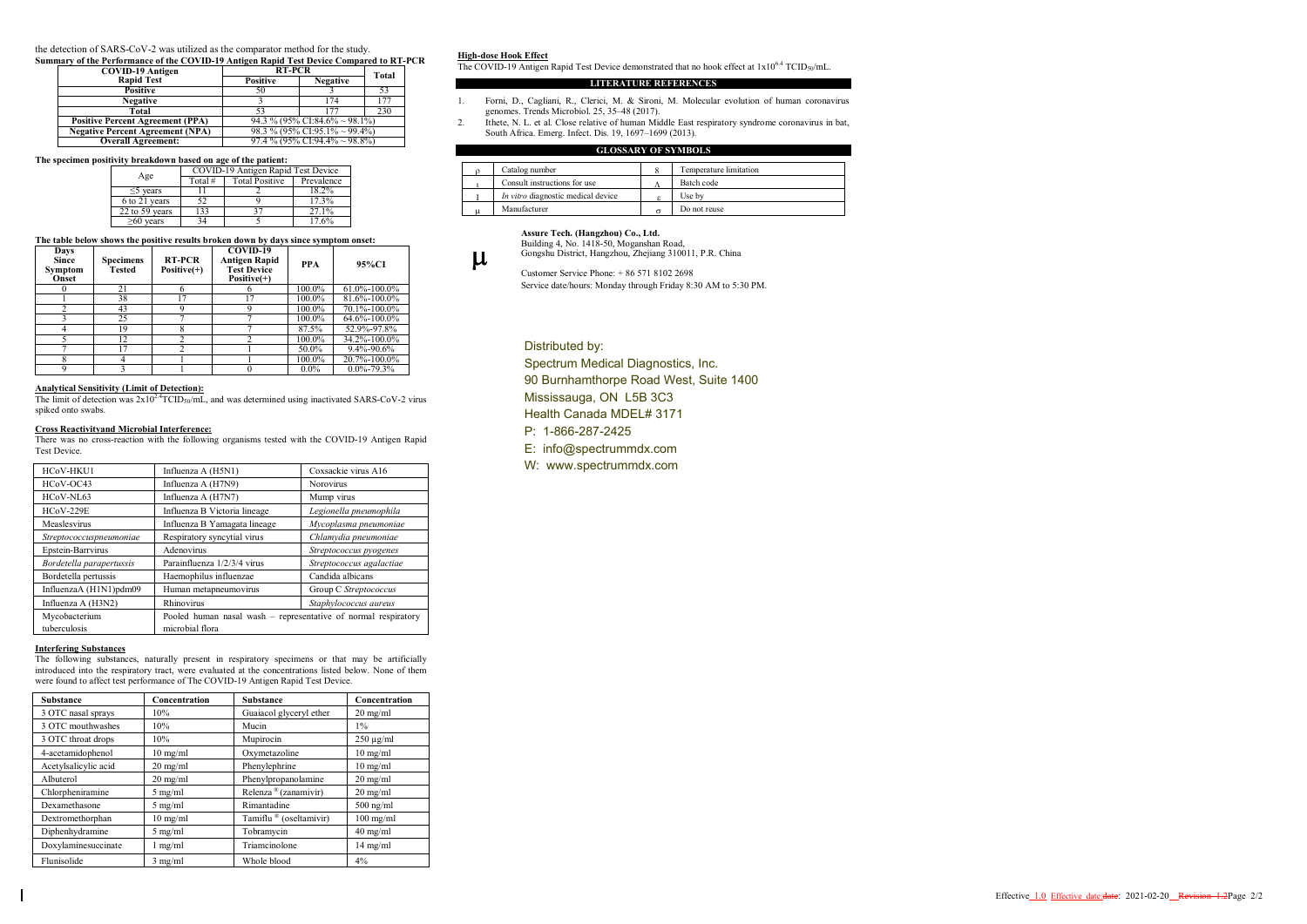the detection of SARS-CoV-2 was utilized as the comparator method for the study.

**Summary of the Performance of the COVID-19 Antigen Rapid Test Device Compared to RT-PCR**

| COVID-19 Antigen Rapid Test | RT-PCR | | Total |
|---|---|---|---|
| | Positive | Negative | |
| Positive | 50 | 3 | 53 |
| Negative | 3 | 174 | 177 |
| Total | 53 | 177 | 230 |
| Positive Percent Agreement (PPA) | 94.3 % (95% CI:84.6% ~ 98.1%) | | |
| Negative Percent Agreement (NPA) | 98.3 % (95% CI:95.1% ~ 99.4%) | | |
| Overall Agreement: | 97.4 % (95% CI:94.4% ~ 98.8%) | | |

**The specimen positivity breakdown based on age of the patient:**

| Age | COVID-19 Antigen Rapid Test Device | | |
|---|---|---|---|
| | Total # | Total Positive | Prevalence |
| ≤5 years | 11 | 2 | 18.2% |
| 6 to 21 years | 52 | 9 | 17.3% |
| 22 to 59 years | 133 | 37 | 27.1% |
| ≥60 years | 34 | 5 | 17.6% |

**The table below shows the positive results broken down by days since symptom onset:**

| Days Since Symptom Onset | Specimens Tested | RT-PCR Positive(+) | COVID-19 Antigen Rapid Test Device Positive(+) | PPA | 95%CI |
|---|---|---|---|---|---|
| 0 | 21 | 6 | 6 | 100.0% | 61.0%-100.0% |
| 1 | 38 | 17 | 17 | 100.0% | 81.6%-100.0% |
| 2 | 43 | 9 | 9 | 100.0% | 70.1%-100.0% |
| 3 | 25 | 7 | 7 | 100.0% | 64.6%-100.0% |
| 4 | 19 | 8 | 7 | 87.5% | 52.9%-97.8% |
| 5 | 12 | 2 | 2 | 100.0% | 34.2%-100.0% |
| 7 | 17 | 2 | 1 | 50.0% | 9.4%-90.6% |
| 8 | 4 | 1 | 1 | 100.0% | 20.7%-100.0% |
| 9 | 3 | 1 | 0 | 0.0% | 0.0%-79.3% |

**Analytical Sensitivity (Limit of Detection):**

The limit of detection was $2x10^{2.4}$ $TCID_{50}$/mL, and was determined using inactivated SARS-CoV-2 virus spiked onto swabs.

**Cross Reactivityand Microbial Interference:**

There was no cross-reaction with the following organisms tested with the COVID-19 Antigen Rapid Test Device.

| | | |
|---|---|---|
| HCoV-HKU1 | Influenza A (H5N1) | Coxsackie virus A16 |
| HCoV-OC43 | Influenza A (H7N9) | Norovirus |
| HCoV-NL63 | Influenza A (H7N7) | Mump virus |
| HCoV-229E | Influenza B Victoria lineage | *Legionella pneumophila* |
| Measlesvirus | Influenza B Yamagata lineage | *Mycoplasma pneumoniae* |
| *Streptococcuspneumoniae* | Respiratory syncytial virus | *Chlamydia pneumoniae* |
| Epstein-Barrvirus | Adenovirus | *Streptococcus pyogenes* |
| *Bordetella parapertussis* | Parainfluenza 1/2/3/4 virus | *Streptococcus agalactiae* |
| Bordetella pertussis | Haemophilus influenzae | Candida albicans |
| InfluenzaA (H1N1)pdm09 | Human metapneumovirus | Group C *Streptococcus* |
| Influenza A (H3N2) | Rhinovirus | *Staphylococcus aureus* |
| Mycobacterium tuberculosis | Pooled human nasal wash – representative of normal respiratory microbial flora | |

**Interfering Substances**

The following substances, naturally present in respiratory specimens or that may be artificially introduced into the respiratory tract, were evaluated at the concentrations listed below. None of them were found to affect test performance of The COVID-19 Antigen Rapid Test Device.

| Substance | Concentration | Substance | Concentration |
|---|---|---|---|
| 3 OTC nasal sprays | 10% | Guaiacol glyceryl ether | 20 mg/ml |
| 3 OTC mouthwashes | 10% | Mucin | 1% |
| 3 OTC throat drops | 10% | Mupirocin | 250 μg/ml |
| 4-acetamidophenol | 10 mg/ml | Oxymetazoline | 10 mg/ml |
| Acetylsalicylic acid | 20 mg/ml | Phenylephrine | 10 mg/ml |
| Albuterol | 20 mg/ml | Phenylpropanolamine | 20 mg/ml |
| Chlorpheniramine | 5 mg/ml | Relenza® (zanamivir) | 20 mg/ml |
| Dexamethasone | 5 mg/ml | Rimantadine | 500 ng/ml |
| Dextromethorphan | 10 mg/ml | Tamiflu® (oseltamivir) | 100 mg/ml |
| Diphenhydramine | 5 mg/ml | Tobramycin | 40 mg/ml |
| Doxylaminesuccinate | 1 mg/ml | Triamcinolone | 14 mg/ml |
| Flunisolide | 3 mg/ml | Whole blood | 4% |

**High-dose Hook Effect**

The COVID-19 Antigen Rapid Test Device demonstrated that no hook effect at $1x10^{6.4}$ $TCID_{50}$/mL.

## LITERATURE REFERENCES

1. Forni, D., Cagliani, R., Clerici, M. & Sironi, M. Molecular evolution of human coronavirus genomes. Trends Microbiol. 25, 35–48 (2017).
2. Ithete, N. L. et al. Close relative of human Middle East respiratory syndrome coronavirus in bat, South Africa. Emerg. Infect. Dis. 19, 1697–1699 (2013).

## GLOSSARY OF SYMBOLS

| | | | |
|---|---|---|---|
| ρ | Catalog number | δ | Temperature limitation |
| ι | Consult instructions for use | Λ | Batch code |
| l | *In vitro* diagnostic medical device | ε | Use by |
| μ | Manufacturer | σ | Do not reuse |

μ

**Assure Tech. (Hangzhou) Co., Ltd.**
Building 4, No. 1418-50, Moganshan Road,
Gongshu District, Hangzhou, Zhejiang 310011, P.R. China

Customer Service Phone: + 86 571 8102 2698
Service date/hours: Monday through Friday 8:30 AM to 5:30 PM.

Distributed by:
Spectrum Medical Diagnostics, Inc.
90 Burnhamthorpe Road West, Suite 1400
Mississauga, ON L5B 3C3
Health Canada MDEL# 3171
P: 1-866-287-2425
E: info@spectrummdx.com
W: www.spectrummdx.com

Effective 1.0 Effective date: 2021-02-20 Revision 1.2